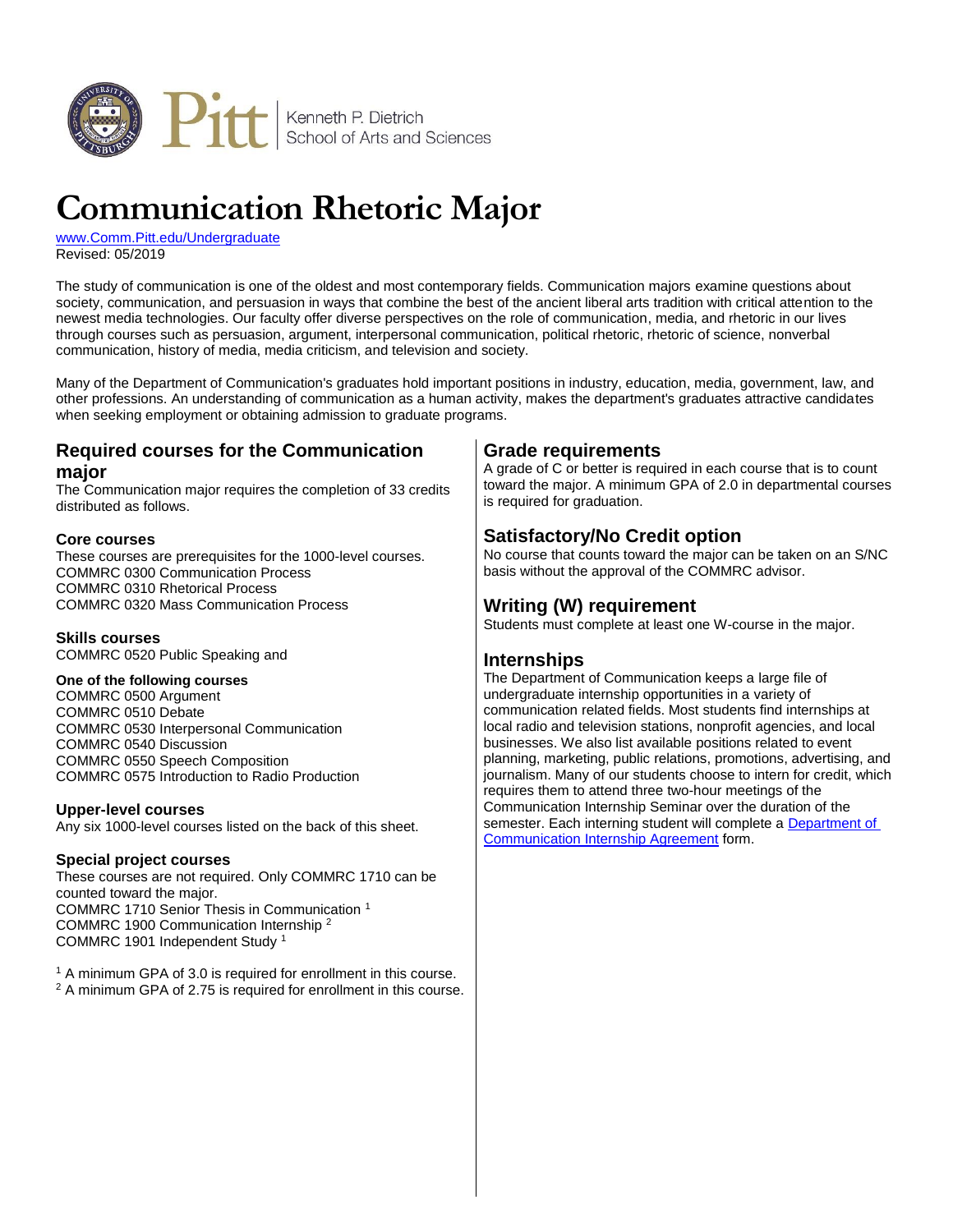Kenneth P. Dietrich School of Arts and Sciences

# Communication Rhetoric Major

[www.Comm.Pitt.edu/Undergraduate](http://www.Comm.Pitt.edu/Undergraduate)
Revised: 05/2019

The study of communication is one of the oldest and most contemporary fields. Communication majors examine questions about society, communication, and persuasion in ways that combine the best of the ancient liberal arts tradition with critical attention to the newest media technologies. Our faculty offer diverse perspectives on the role of communication, media, and rhetoric in our lives through courses such as persuasion, argument, interpersonal communication, political rhetoric, rhetoric of science, nonverbal communication, history of media, media criticism, and television and society.

Many of the Department of Communication's graduates hold important positions in industry, education, media, government, law, and other professions. An understanding of communication as a human activity, makes the department's graduates attractive candidates when seeking employment or obtaining admission to graduate programs.

## Required courses for the Communication major

The Communication major requires the completion of 33 credits distributed as follows.

### Core courses

These courses are prerequisites for the 1000-level courses.
COMMRC 0300 Communication Process
COMMRC 0310 Rhetorical Process
COMMRC 0320 Mass Communication Process

### Skills courses

COMMRC 0520 Public Speaking and

#### One of the following courses

COMMRC 0500 Argument
COMMRC 0510 Debate
COMMRC 0530 Interpersonal Communication
COMMRC 0540 Discussion
COMMRC 0550 Speech Composition
COMMRC 0575 Introduction to Radio Production

### Upper-level courses

Any six 1000-level courses listed on the back of this sheet.

### Special project courses

These courses are not required. Only COMMRC 1710 can be counted toward the major.
COMMRC 1710 Senior Thesis in Communication [1]
COMMRC 1900 Communication Internship [2]
COMMRC 1901 Independent Study [1]

[1] A minimum GPA of 3.0 is required for enrollment in this course.
[2] A minimum GPA of 2.75 is required for enrollment in this course.

## Grade requirements

A grade of C or better is required in each course that is to count toward the major. A minimum GPA of 2.0 in departmental courses is required for graduation.

## Satisfactory/No Credit option

No course that counts toward the major can be taken on an S/NC basis without the approval of the COMMRC advisor.

## Writing (W) requirement

Students must complete at least one W-course in the major.

## Internships

The Department of Communication keeps a large file of undergraduate internship opportunities in a variety of communication related fields. Most students find internships at local radio and television stations, nonprofit agencies, and local businesses. We also list available positions related to event planning, marketing, public relations, promotions, advertising, and journalism. Many of our students choose to intern for credit, which requires them to attend three two-hour meetings of the Communication Internship Seminar over the duration of the semester. Each interning student will complete a Department of Communication Internship Agreement form.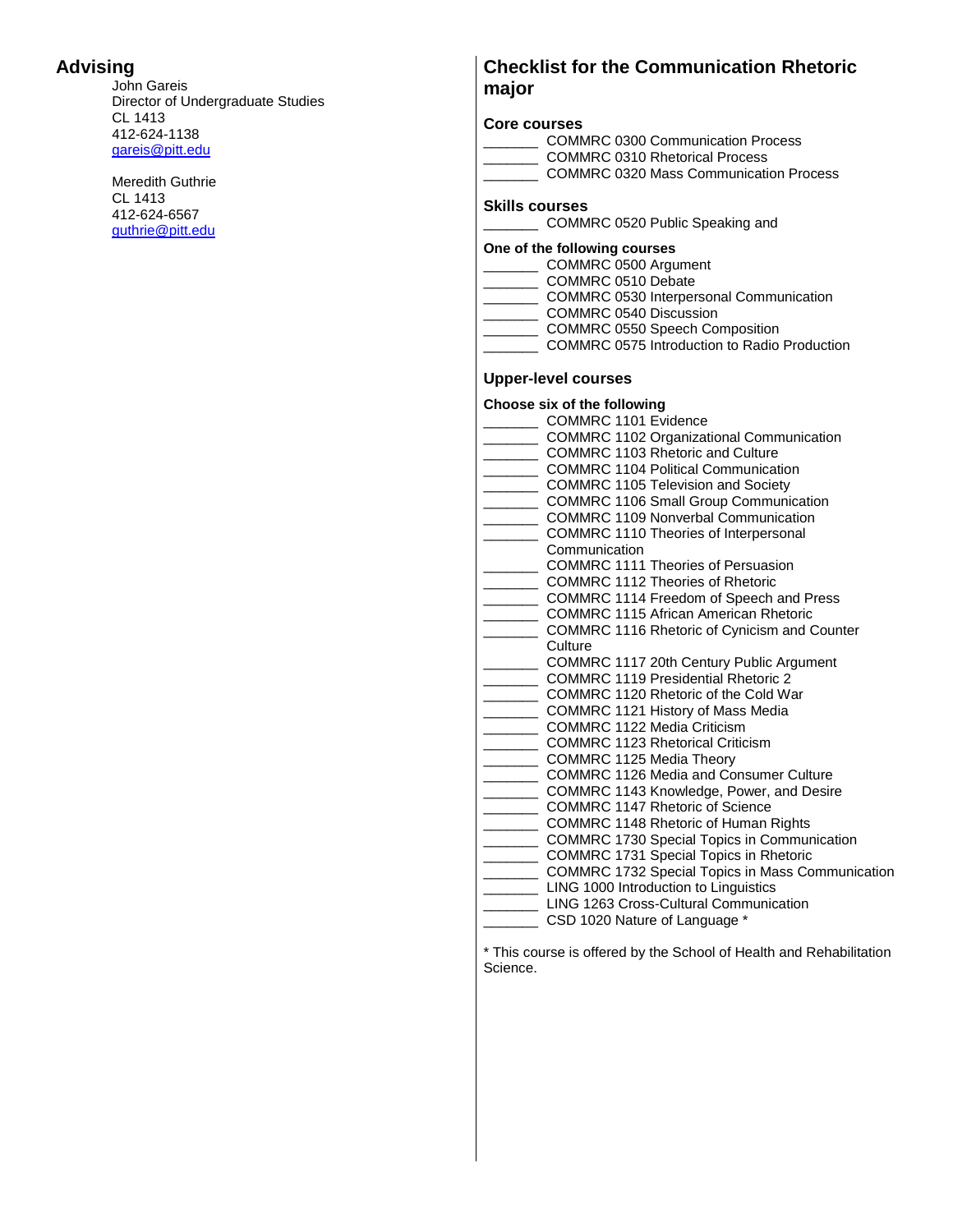## Advising

John Gareis
Director of Undergraduate Studies
CL 1413
412-624-1138
gareis@pitt.edu

Meredith Guthrie
CL 1413
412-624-6567
guthrie@pitt.edu

## Checklist for the Communication Rhetoric major

### Core courses

_______ COMMRC 0300 Communication Process
_______ COMMRC 0310 Rhetorical Process
_______ COMMRC 0320 Mass Communication Process

### Skills courses

_______ COMMRC 0520 Public Speaking and

**One of the following courses**

_______ COMMRC 0500 Argument
_______ COMMRC 0510 Debate
_______ COMMRC 0530 Interpersonal Communication
_______ COMMRC 0540 Discussion
_______ COMMRC 0550 Speech Composition
_______ COMMRC 0575 Introduction to Radio Production

### Upper-level courses

**Choose six of the following**

_______ COMMRC 1101 Evidence
_______ COMMRC 1102 Organizational Communication
_______ COMMRC 1103 Rhetoric and Culture
_______ COMMRC 1104 Political Communication
_______ COMMRC 1105 Television and Society
_______ COMMRC 1106 Small Group Communication
_______ COMMRC 1109 Nonverbal Communication
_______ COMMRC 1110 Theories of Interpersonal Communication
_______ COMMRC 1111 Theories of Persuasion
_______ COMMRC 1112 Theories of Rhetoric
_______ COMMRC 1114 Freedom of Speech and Press
_______ COMMRC 1115 African American Rhetoric
_______ COMMRC 1116 Rhetoric of Cynicism and Counter Culture
_______ COMMRC 1117 20th Century Public Argument
_______ COMMRC 1119 Presidential Rhetoric 2
_______ COMMRC 1120 Rhetoric of the Cold War
_______ COMMRC 1121 History of Mass Media
_______ COMMRC 1122 Media Criticism
_______ COMMRC 1123 Rhetorical Criticism
_______ COMMRC 1125 Media Theory
_______ COMMRC 1126 Media and Consumer Culture
_______ COMMRC 1143 Knowledge, Power, and Desire
_______ COMMRC 1147 Rhetoric of Science
_______ COMMRC 1148 Rhetoric of Human Rights
_______ COMMRC 1730 Special Topics in Communication
_______ COMMRC 1731 Special Topics in Rhetoric
_______ COMMRC 1732 Special Topics in Mass Communication
_______ LING 1000 Introduction to Linguistics
_______ LING 1263 Cross-Cultural Communication
_______ CSD 1020 Nature of Language *

\* This course is offered by the School of Health and Rehabilitation Science.